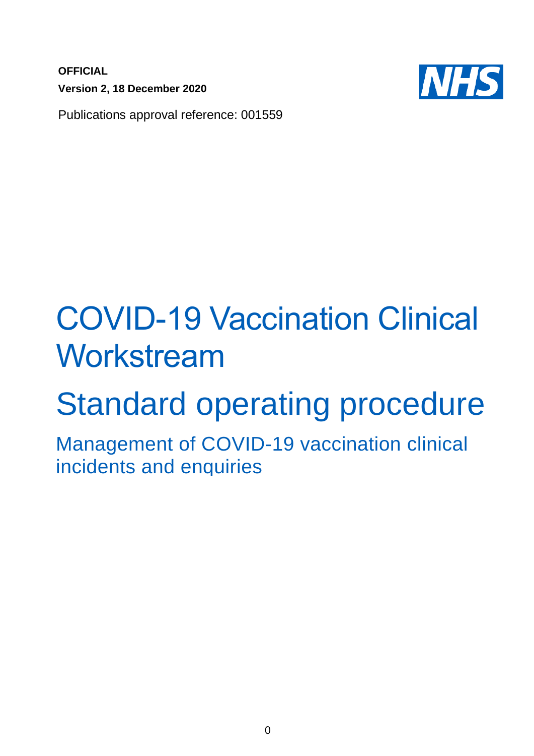**OFFICIAL**

**Version 2, 18 December 2020**

Publications approval reference: 001559

NHS

# COVID-19 Vaccination Clinical Workstream

# Standard operating procedure

## Management of COVID-19 vaccination clinical incidents and enquiries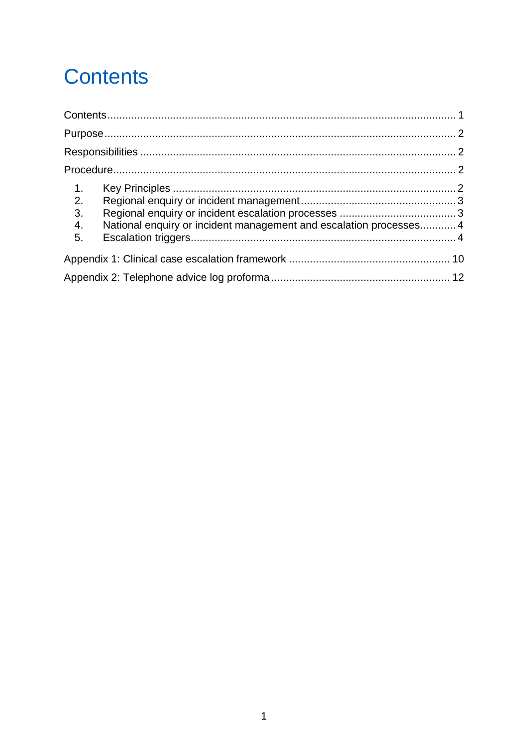# Contents

Contents.......................................................................................................... 1

Purpose............................................................................................................ 2

Responsibilities ................................................................................................ 2

Procedure......................................................................................................... 2

1. Key Principles ............................................................................................ 2
2. Regional enquiry or incident management.................................................. 3
3. Regional enquiry or incident escalation processes ...................................... 3
4. National enquiry or incident management and escalation processes............ 4
5. Escalation triggers...................................................................................... 4

Appendix 1: Clinical case escalation framework .............................................. 10

Appendix 2: Telephone advice log proforma .................................................... 12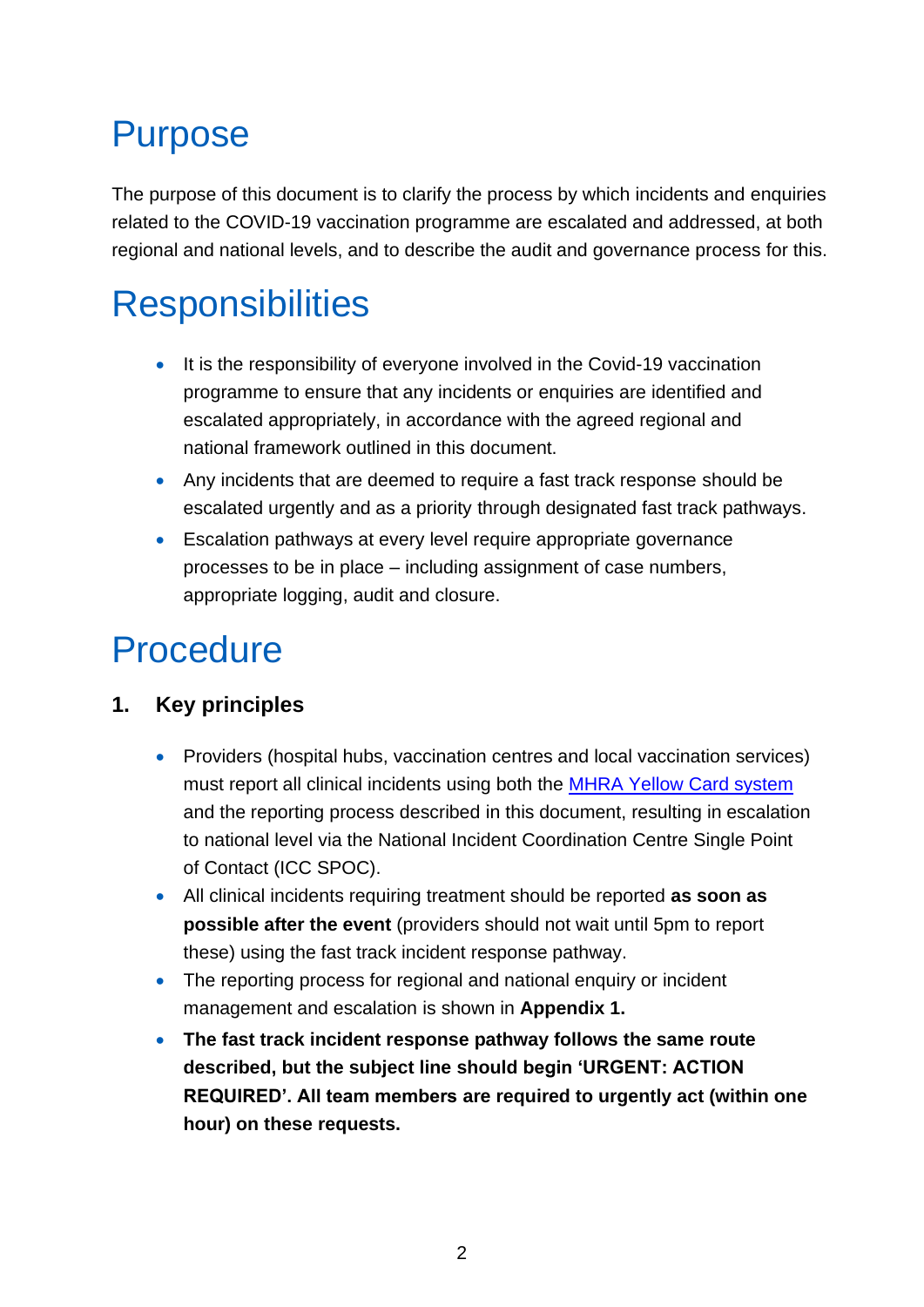# Purpose

The purpose of this document is to clarify the process by which incidents and enquiries related to the COVID-19 vaccination programme are escalated and addressed, at both regional and national levels, and to describe the audit and governance process for this.

# Responsibilities

- It is the responsibility of everyone involved in the Covid-19 vaccination programme to ensure that any incidents or enquiries are identified and escalated appropriately, in accordance with the agreed regional and national framework outlined in this document.
- Any incidents that are deemed to require a fast track response should be escalated urgently and as a priority through designated fast track pathways.
- Escalation pathways at every level require appropriate governance processes to be in place – including assignment of case numbers, appropriate logging, audit and closure.

# Procedure

## 1. Key principles

- Providers (hospital hubs, vaccination centres and local vaccination services) must report all clinical incidents using both the [MHRA Yellow Card system](#) and the reporting process described in this document, resulting in escalation to national level via the National Incident Coordination Centre Single Point of Contact (ICC SPOC).
- All clinical incidents requiring treatment should be reported **as soon as possible after the event** (providers should not wait until 5pm to report these) using the fast track incident response pathway.
- The reporting process for regional and national enquiry or incident management and escalation is shown in **Appendix 1.**
- **The fast track incident response pathway follows the same route described, but the subject line should begin 'URGENT: ACTION REQUIRED'. All team members are required to urgently act (within one hour) on these requests.**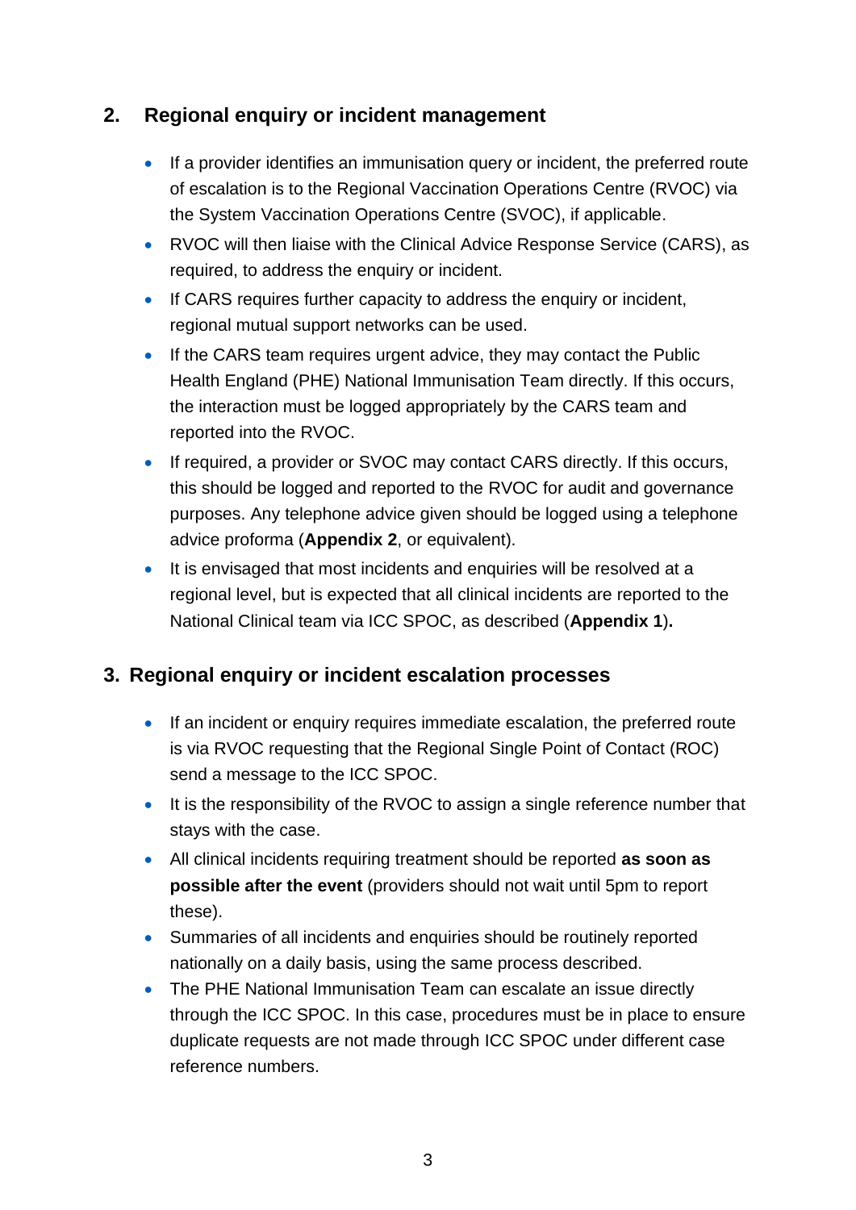## 2. Regional enquiry or incident management

- If a provider identifies an immunisation query or incident, the preferred route of escalation is to the Regional Vaccination Operations Centre (RVOC) via the System Vaccination Operations Centre (SVOC), if applicable.
- RVOC will then liaise with the Clinical Advice Response Service (CARS), as required, to address the enquiry or incident.
- If CARS requires further capacity to address the enquiry or incident, regional mutual support networks can be used.
- If the CARS team requires urgent advice, they may contact the Public Health England (PHE) National Immunisation Team directly. If this occurs, the interaction must be logged appropriately by the CARS team and reported into the RVOC.
- If required, a provider or SVOC may contact CARS directly. If this occurs, this should be logged and reported to the RVOC for audit and governance purposes. Any telephone advice given should be logged using a telephone advice proforma (**Appendix 2**, or equivalent).
- It is envisaged that most incidents and enquiries will be resolved at a regional level, but is expected that all clinical incidents are reported to the National Clinical team via ICC SPOC, as described (**Appendix 1**)**.**

## 3. Regional enquiry or incident escalation processes

- If an incident or enquiry requires immediate escalation, the preferred route is via RVOC requesting that the Regional Single Point of Contact (ROC) send a message to the ICC SPOC.
- It is the responsibility of the RVOC to assign a single reference number that stays with the case.
- All clinical incidents requiring treatment should be reported **as soon as possible after the event** (providers should not wait until 5pm to report these).
- Summaries of all incidents and enquiries should be routinely reported nationally on a daily basis, using the same process described.
- The PHE National Immunisation Team can escalate an issue directly through the ICC SPOC. In this case, procedures must be in place to ensure duplicate requests are not made through ICC SPOC under different case reference numbers.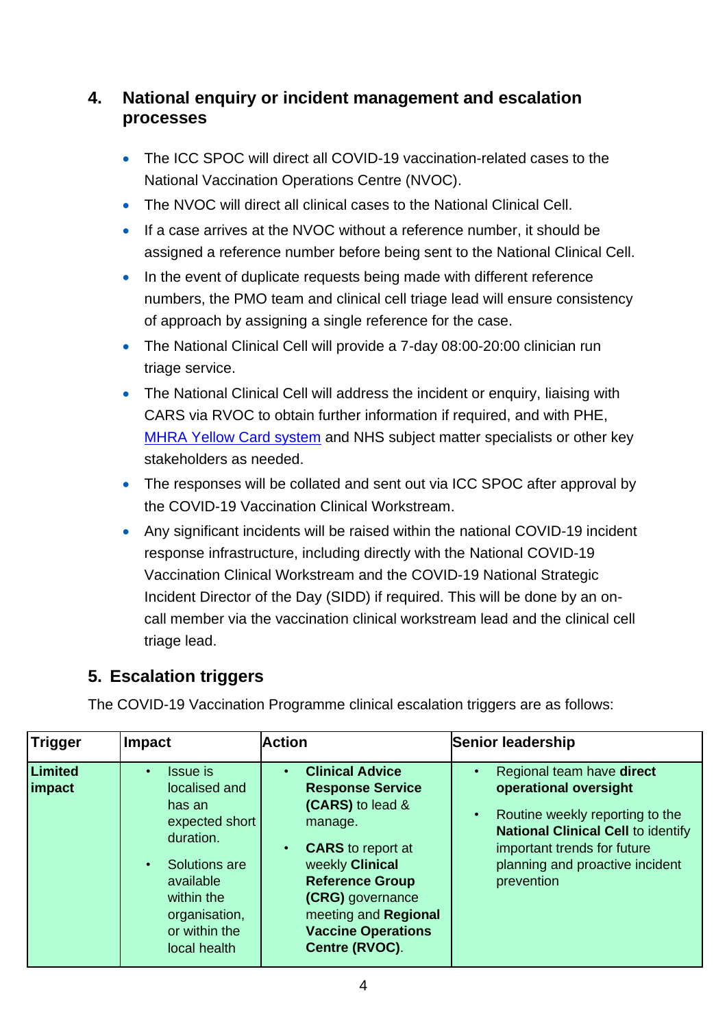## 4. National enquiry or incident management and escalation processes

- The ICC SPOC will direct all COVID-19 vaccination-related cases to the National Vaccination Operations Centre (NVOC).
- The NVOC will direct all clinical cases to the National Clinical Cell.
- If a case arrives at the NVOC without a reference number, it should be assigned a reference number before being sent to the National Clinical Cell.
- In the event of duplicate requests being made with different reference numbers, the PMO team and clinical cell triage lead will ensure consistency of approach by assigning a single reference for the case.
- The National Clinical Cell will provide a 7-day 08:00-20:00 clinician run triage service.
- The National Clinical Cell will address the incident or enquiry, liaising with CARS via RVOC to obtain further information if required, and with PHE, [MHRA Yellow Card system] and NHS subject matter specialists or other key stakeholders as needed.
- The responses will be collated and sent out via ICC SPOC after approval by the COVID-19 Vaccination Clinical Workstream.
- Any significant incidents will be raised within the national COVID-19 incident response infrastructure, including directly with the National COVID-19 Vaccination Clinical Workstream and the COVID-19 National Strategic Incident Director of the Day (SIDD) if required. This will be done by an on-call member via the vaccination clinical workstream lead and the clinical cell triage lead.

## 5. Escalation triggers

The COVID-19 Vaccination Programme clinical escalation triggers are as follows:

| Trigger | Impact | Action | Senior leadership |
|---|---|---|---|
| **Limited impact** | • Issue is localised and has an expected short duration.<br>• Solutions are available within the organisation, or within the local health | • **Clinical Advice Response Service (CARS)** to lead & manage.<br>• **CARS** to report at weekly **Clinical Reference Group (CRG)** governance meeting and **Regional Vaccine Operations Centre (RVOC)**. | • Regional team have **direct operational oversight**<br>• Routine weekly reporting to the **National Clinical Cell** to identify important trends for future planning and proactive incident prevention |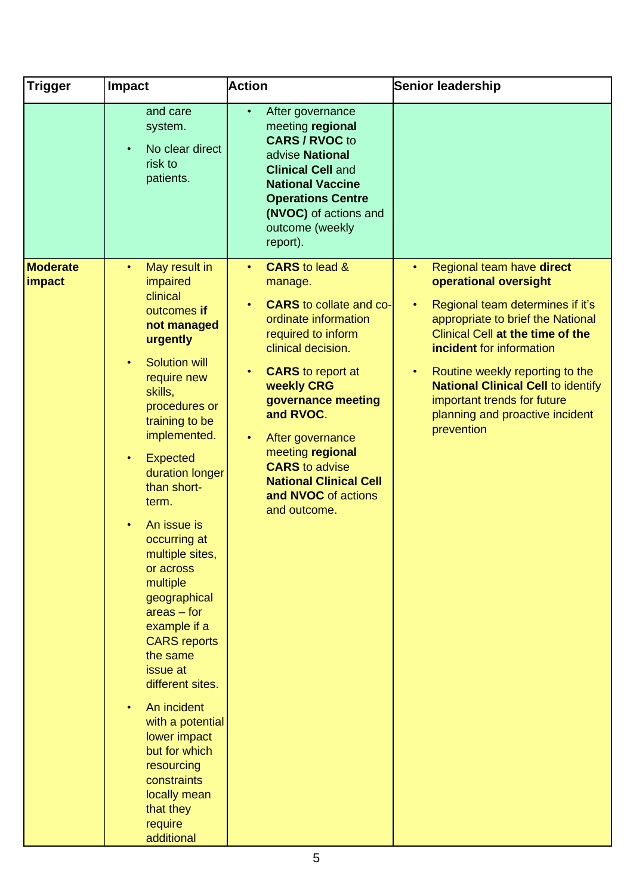| Trigger | Impact | Action | Senior leadership |
|---|---|---|---|
| | and care system.<br>• No clear direct risk to patients. | • After governance meeting **regional CARS / RVOC** to advise **National Clinical Cell** and **National Vaccine Operations Centre (NVOC)** of actions and outcome (weekly report). | |
| **Moderate impact** | • May result in impaired clinical outcomes **if not managed urgently**<br>• Solution will require new skills, procedures or training to be implemented.<br>• Expected duration longer than short-term.<br>• An issue is occurring at multiple sites, or across multiple geographical areas – for example if a CARS reports the same issue at different sites.<br>• An incident with a potential lower impact but for which resourcing constraints locally mean that they require additional | • **CARS** to lead & manage.<br>• **CARS** to collate and co-ordinate information required to inform clinical decision.<br>• **CARS** to report at **weekly CRG governance meeting and RVOC**.<br>• After governance meeting **regional CARS** to advise **National Clinical Cell and NVOC** of actions and outcome. | • Regional team have **direct operational oversight**<br>• Regional team determines if it's appropriate to brief the National Clinical Cell **at the time of the incident** for information<br>• Routine weekly reporting to the **National Clinical Cell** to identify important trends for future planning and proactive incident prevention |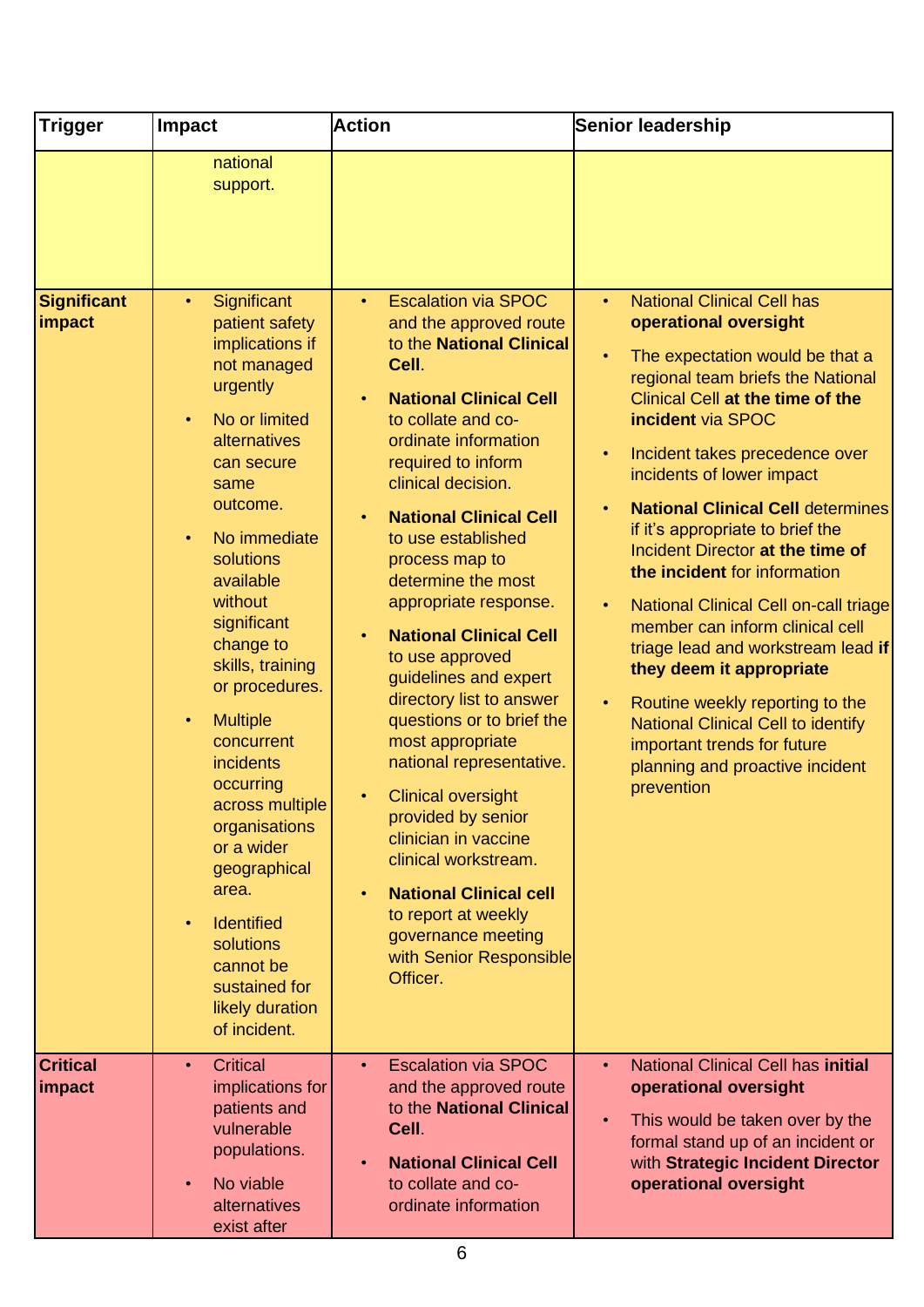| Trigger | Impact | Action | Senior leadership |
|---|---|---|---|
| | national support. | | |
| **Significant impact** | • Significant patient safety implications if not managed urgently<br>• No or limited alternatives can secure same outcome.<br>• No immediate solutions available without significant change to skills, training or procedures.<br>• Multiple concurrent incidents occurring across multiple organisations or a wider geographical area.<br>• Identified solutions cannot be sustained for likely duration of incident. | • Escalation via SPOC and the approved route to the **National Clinical Cell**.<br>• **National Clinical Cell** to collate and co-ordinate information required to inform clinical decision.<br>• **National Clinical Cell** to use established process map to determine the most appropriate response.<br>• **National Clinical Cell** to use approved guidelines and expert directory list to answer questions or to brief the most appropriate national representative.<br>• Clinical oversight provided by senior clinician in vaccine clinical workstream.<br>• **National Clinical cell** to report at weekly governance meeting with Senior Responsible Officer. | • National Clinical Cell has **operational oversight**<br>• The expectation would be that a regional team briefs the National Clinical Cell **at the time of the incident** via SPOC<br>• Incident takes precedence over incidents of lower impact<br>• **National Clinical Cell** determines if it's appropriate to brief the Incident Director **at the time of the incident** for information<br>• National Clinical Cell on-call triage member can inform clinical cell triage lead and workstream lead **if they deem it appropriate**<br>• Routine weekly reporting to the National Clinical Cell to identify important trends for future planning and proactive incident prevention |
| **Critical impact** | • Critical implications for patients and vulnerable populations.<br>• No viable alternatives exist after | • Escalation via SPOC and the approved route to the **National Clinical Cell**.<br>• **National Clinical Cell** to collate and co-ordinate information | • National Clinical Cell has **initial operational oversight**<br>• This would be taken over by the formal stand up of an incident or with **Strategic Incident Director operational oversight** |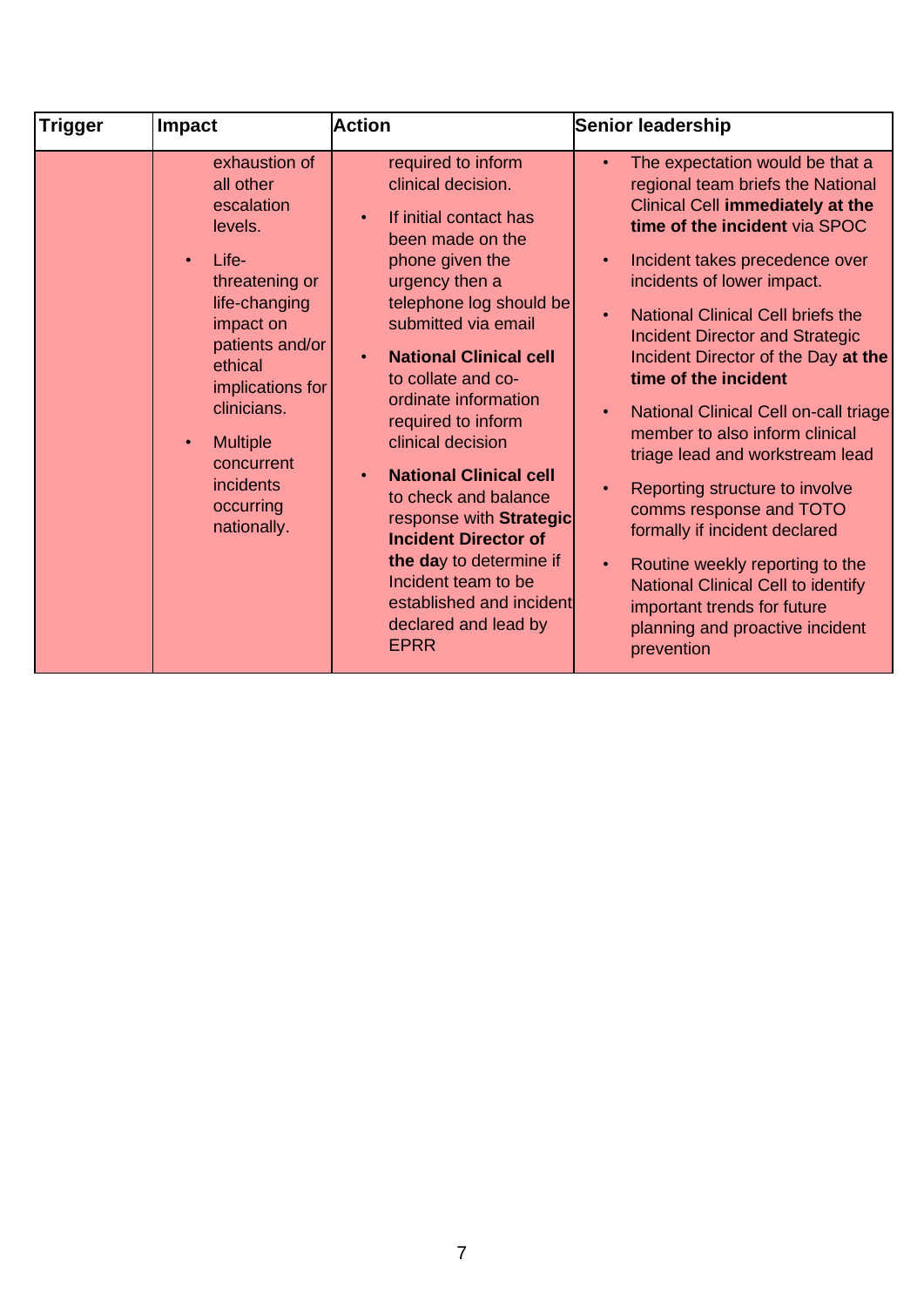| Trigger | Impact | Action | Senior leadership |
|---|---|---|---|
| | exhaustion of all other escalation levels.<br><br>• Life-threatening or life-changing impact on patients and/or ethical implications for clinicians.<br><br>• Multiple concurrent incidents occurring nationally. | required to inform clinical decision.<br><br>• If initial contact has been made on the phone given the urgency then a telephone log should be submitted via email<br><br>• **National Clinical cell** to collate and co-ordinate information required to inform clinical decision<br><br>• **National Clinical cell** to check and balance response with **Strategic Incident Director of the day** to determine if Incident team to be established and incident declared and lead by EPRR | • The expectation would be that a regional team briefs the National Clinical Cell **immediately at the time of the incident** via SPOC<br><br>• Incident takes precedence over incidents of lower impact.<br><br>• National Clinical Cell briefs the Incident Director and Strategic Incident Director of the Day **at the time of the incident**<br><br>• National Clinical Cell on-call triage member to also inform clinical triage lead and workstream lead<br><br>• Reporting structure to involve comms response and TOTO formally if incident declared<br><br>• Routine weekly reporting to the National Clinical Cell to identify important trends for future planning and proactive incident prevention |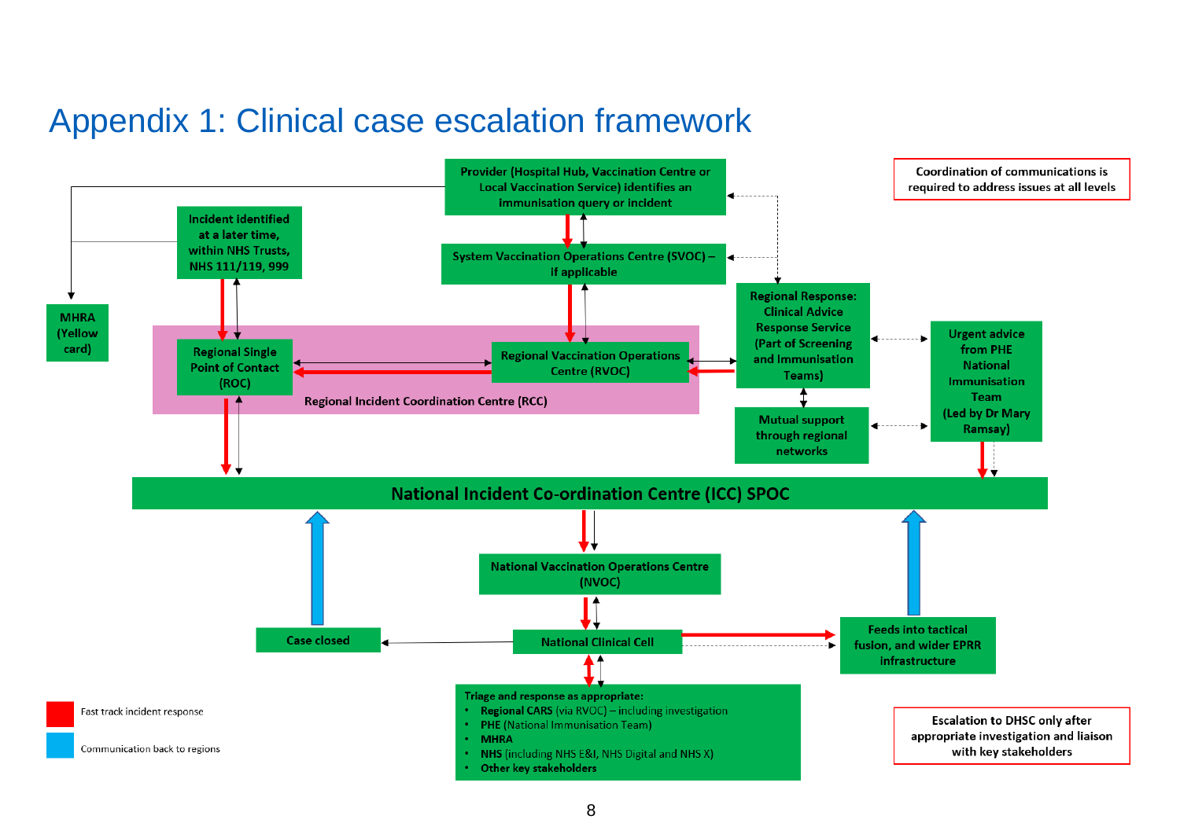# Appendix 1: Clinical case escalation framework

Provider (Hospital Hub, Vaccination Centre or Local Vaccination Service) identifies an immunisation query or incident

Incident identified at a later time, within NHS Trusts, NHS 111/119, 999

System Vaccination Operations Centre (SVOC) – if applicable

MHRA (Yellow card)

Regional Single Point of Contact (ROC)

Regional Vaccination Operations Centre (RVOC)

Regional Incident Coordination Centre (RCC)

Regional Response: Clinical Advice Response Service (Part of Screening and Immunisation Teams)

Mutual support through regional networks

Urgent advice from PHE National Immunisation Team (Led by Dr Mary Ramsay)

Coordination of communications is required to address issues at all levels

National Incident Co-ordination Centre (ICC) SPOC

National Vaccination Operations Centre (NVOC)

Case closed

National Clinical Cell

Feeds into tactical fusion, and wider EPRR infrastructure

Triage and response as appropriate:

- **Regional CARS** (via RVOC) – including investigation
- **PHE** (National Immunisation Team)
- **MHRA**
- **NHS** (including NHS E&I, NHS Digital and NHS X)
- **Other key stakeholders**

Escalation to DHSC only after appropriate investigation and liaison with key stakeholders

Fast track incident response

Communication back to regions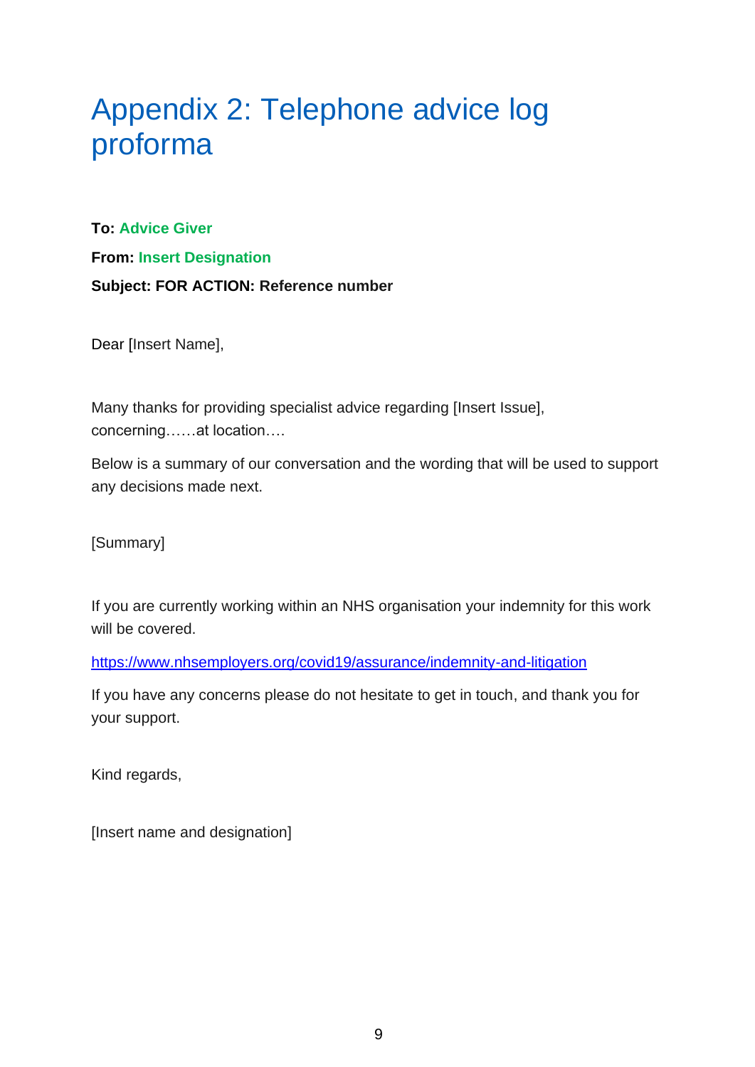# Appendix 2: Telephone advice log proforma

**To: Advice Giver**

**From: Insert Designation**

**Subject: FOR ACTION: Reference number**

Dear [Insert Name],

Many thanks for providing specialist advice regarding [Insert Issue], concerning……at location….

Below is a summary of our conversation and the wording that will be used to support any decisions made next.

[Summary]

If you are currently working within an NHS organisation your indemnity for this work will be covered.

https://www.nhsemployers.org/covid19/assurance/indemnity-and-litigation

If you have any concerns please do not hesitate to get in touch, and thank you for your support.

Kind regards,

[Insert name and designation]